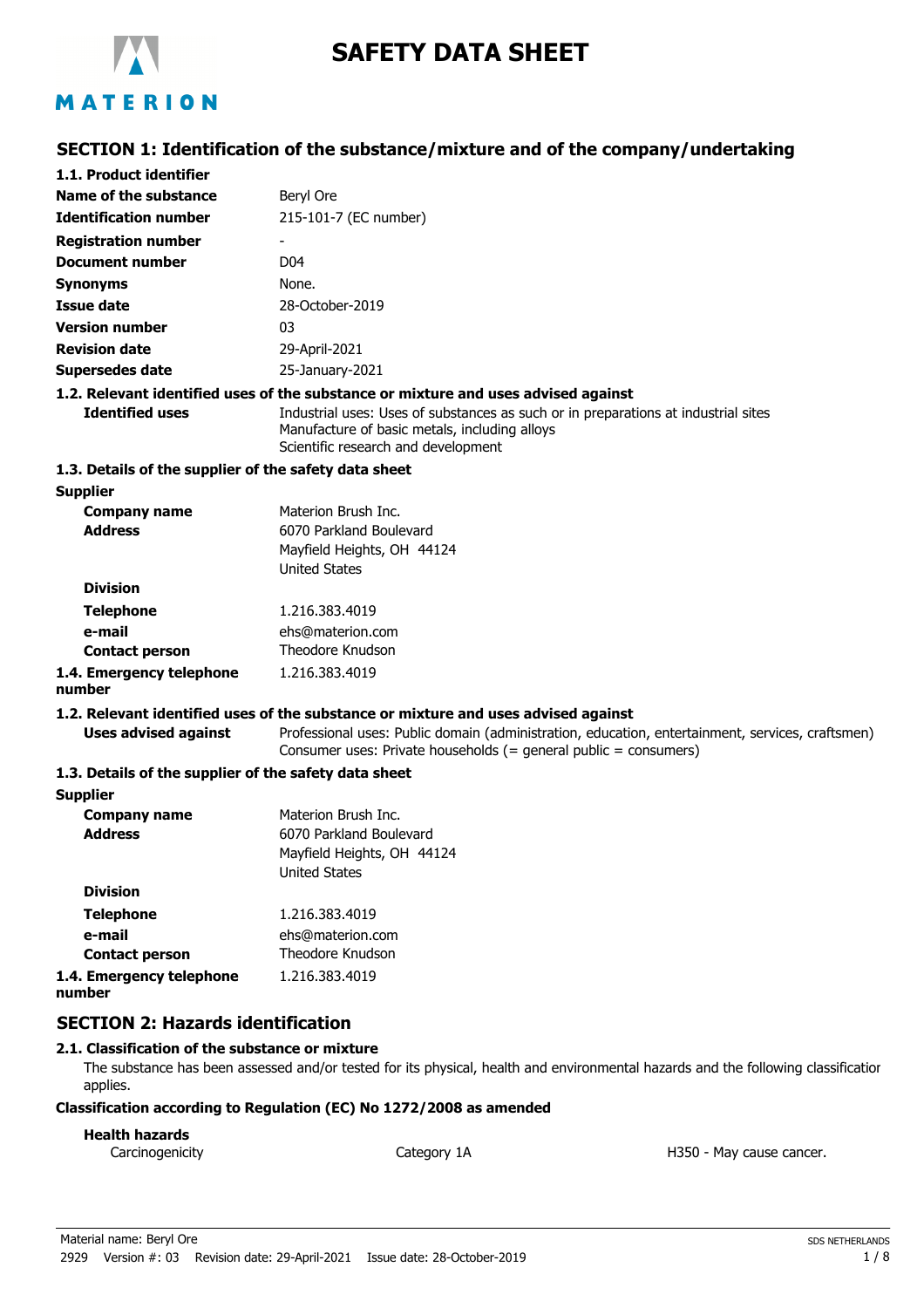# SAFETY DATA SHEET

## SECTION 1: Identification of the substance/mixture and of the company/undertaking

### 1.1. Product identifier

| | |
|---|---|
| **Name of the substance** | Beryl Ore |
| **Identification number** | 215-101-7 (EC number) |
| **Registration number** | - |
| **Document number** | D04 |
| **Synonyms** | None. |
| **Issue date** | 28-October-2019 |
| **Version number** | 03 |
| **Revision date** | 29-April-2021 |
| **Supersedes date** | 25-January-2021 |

### 1.2. Relevant identified uses of the substance or mixture and uses advised against

**Identified uses**
Industrial uses: Uses of substances as such or in preparations at industrial sites
Manufacture of basic metals, including alloys
Scientific research and development

### 1.3. Details of the supplier of the safety data sheet

**Supplier**

| | |
|---|---|
| **Company name** | Materion Brush Inc. |
| **Address** | 6070 Parkland Boulevard<br>Mayfield Heights, OH 44124<br>United States |
| **Division** | |
| **Telephone** | 1.216.383.4019 |
| **e-mail** | ehs@materion.com |
| **Contact person** | Theodore Knudson |

### 1.4. Emergency telephone number

1.216.383.4019

### 1.2. Relevant identified uses of the substance or mixture and uses advised against

**Uses advised against**
Professional uses: Public domain (administration, education, entertainment, services, craftsmen)
Consumer uses: Private households (= general public = consumers)

### 1.3. Details of the supplier of the safety data sheet

**Supplier**

| | |
|---|---|
| **Company name** | Materion Brush Inc. |
| **Address** | 6070 Parkland Boulevard<br>Mayfield Heights, OH 44124<br>United States |
| **Division** | |
| **Telephone** | 1.216.383.4019 |
| **e-mail** | ehs@materion.com |
| **Contact person** | Theodore Knudson |

### 1.4. Emergency telephone number

1.216.383.4019

## SECTION 2: Hazards identification

### 2.1. Classification of the substance or mixture

The substance has been assessed and/or tested for its physical, health and environmental hazards and the following classification applies.

**Classification according to Regulation (EC) No 1272/2008 as amended**

**Health hazards**

| | | |
|---|---|---|
| Carcinogenicity | Category 1A | H350 - May cause cancer. |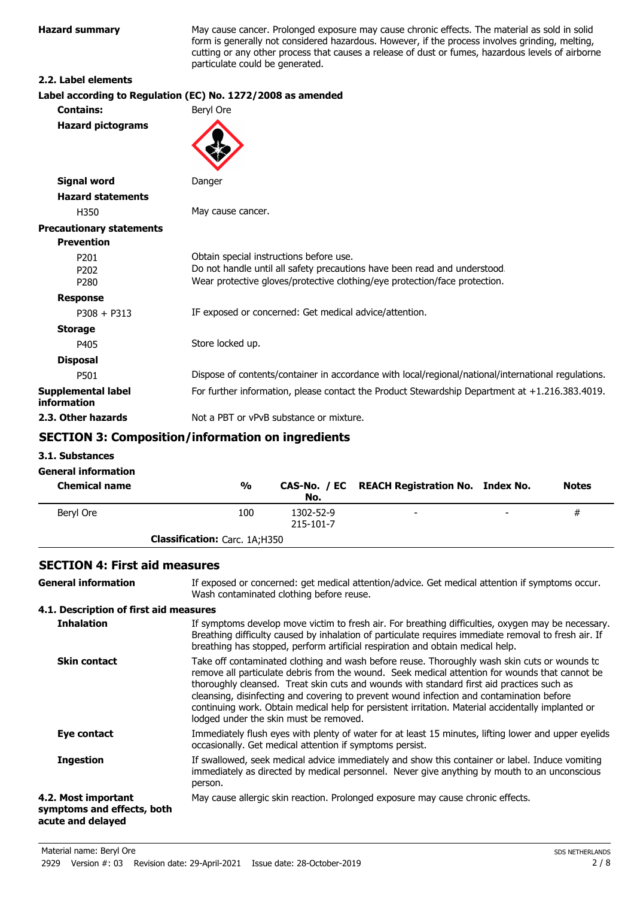**Hazard summary**

May cause cancer. Prolonged exposure may cause chronic effects. The material as sold in solid form is generally not considered hazardous. However, if the process involves grinding, melting, cutting or any other process that causes a release of dust or fumes, hazardous levels of airborne particulate could be generated.

**2.2. Label elements**

**Label according to Regulation (EC) No. 1272/2008 as amended**

**Contains:** Beryl Ore

**Hazard pictograms**

**Signal word** Danger

**Hazard statements**

H350 May cause cancer.

**Precautionary statements**

**Prevention**

P201 Obtain special instructions before use.
P202 Do not handle until all safety precautions have been read and understood.
P280 Wear protective gloves/protective clothing/eye protection/face protection.

**Response**

P308 + P313 IF exposed or concerned: Get medical advice/attention.

**Storage**

P405 Store locked up.

**Disposal**

P501 Dispose of contents/container in accordance with local/regional/national/international regulations.

**Supplemental label information** For further information, please contact the Product Stewardship Department at +1.216.383.4019.

**2.3. Other hazards** Not a PBT or vPvB substance or mixture.

## SECTION 3: Composition/information on ingredients

**3.1. Substances**

**General information**

| Chemical name | % | CAS-No. / EC No. | REACH Registration No. | Index No. | Notes |
|---|---|---|---|---|---|
| Beryl Ore | 100 | 1302-52-9 215-101-7 | - | - | # |
| | **Classification:** Carc. 1A;H350 | | | | |

## SECTION 4: First aid measures

**General information** If exposed or concerned: get medical attention/advice. Get medical attention if symptoms occur. Wash contaminated clothing before reuse.

**4.1. Description of first aid measures**

**Inhalation** If symptoms develop move victim to fresh air. For breathing difficulties, oxygen may be necessary. Breathing difficulty caused by inhalation of particulate requires immediate removal to fresh air. If breathing has stopped, perform artificial respiration and obtain medical help.

**Skin contact** Take off contaminated clothing and wash before reuse. Thoroughly wash skin cuts or wounds to remove all particulate debris from the wound. Seek medical attention for wounds that cannot be thoroughly cleansed. Treat skin cuts and wounds with standard first aid practices such as cleansing, disinfecting and covering to prevent wound infection and contamination before continuing work. Obtain medical help for persistent irritation. Material accidentally implanted or lodged under the skin must be removed.

**Eye contact** Immediately flush eyes with plenty of water for at least 15 minutes, lifting lower and upper eyelids occasionally. Get medical attention if symptoms persist.

**Ingestion** If swallowed, seek medical advice immediately and show this container or label. Induce vomiting immediately as directed by medical personnel. Never give anything by mouth to an unconscious person.

**4.2. Most important symptoms and effects, both acute and delayed** May cause allergic skin reaction. Prolonged exposure may cause chronic effects.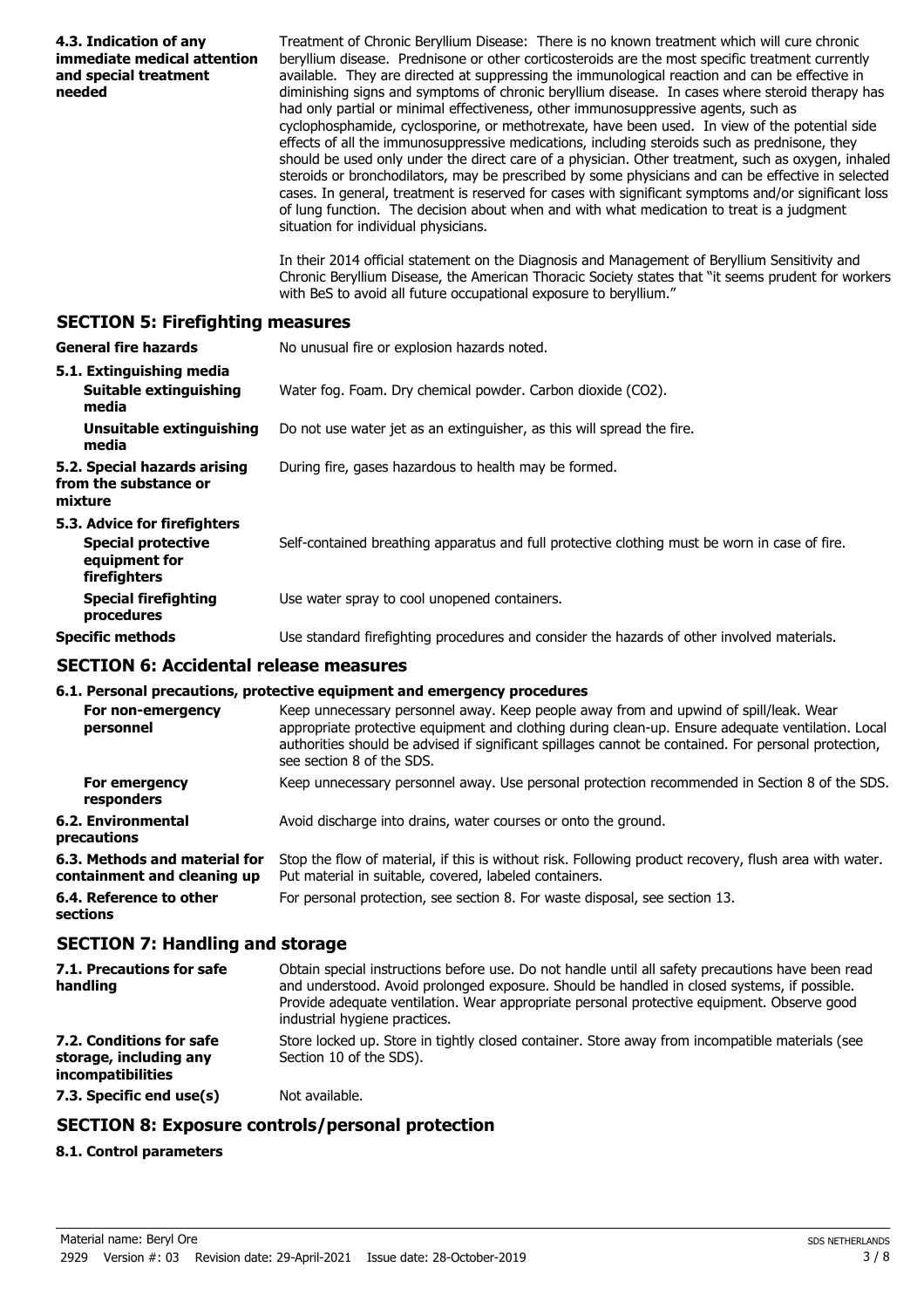| | |
|---|---|
| **4.3. Indication of any immediate medical attention and special treatment needed** | Treatment of Chronic Beryllium Disease: There is no known treatment which will cure chronic beryllium disease. Prednisone or other corticosteroids are the most specific treatment currently available. They are directed at suppressing the immunological reaction and can be effective in diminishing signs and symptoms of chronic beryllium disease. In cases where steroid therapy has had only partial or minimal effectiveness, other immunosuppressive agents, such as cyclophosphamide, cyclosporine, or methotrexate, have been used. In view of the potential side effects of all the immunosuppressive medications, including steroids such as prednisone, they should be used only under the direct care of a physician. Other treatment, such as oxygen, inhaled steroids or bronchodilators, may be prescribed by some physicians and can be effective in selected cases. In general, treatment is reserved for cases with significant symptoms and/or significant loss of lung function. The decision about when and with what medication to treat is a judgment situation for individual physicians.<br><br>In their 2014 official statement on the Diagnosis and Management of Beryllium Sensitivity and Chronic Beryllium Disease, the American Thoracic Society states that "it seems prudent for workers with BeS to avoid all future occupational exposure to beryllium." |

## SECTION 5: Firefighting measures

| | |
|---|---|
| **General fire hazards** | No unusual fire or explosion hazards noted. |
| **5.1. Extinguishing media** | |
| **Suitable extinguishing media** | Water fog. Foam. Dry chemical powder. Carbon dioxide ($CO_2$). |
| **Unsuitable extinguishing media** | Do not use water jet as an extinguisher, as this will spread the fire. |
| **5.2. Special hazards arising from the substance or mixture** | During fire, gases hazardous to health may be formed. |
| **5.3. Advice for firefighters** | |
| **Special protective equipment for firefighters** | Self-contained breathing apparatus and full protective clothing must be worn in case of fire. |
| **Special firefighting procedures** | Use water spray to cool unopened containers. |
| **Specific methods** | Use standard firefighting procedures and consider the hazards of other involved materials. |

## SECTION 6: Accidental release measures

**6.1. Personal precautions, protective equipment and emergency procedures**

| | |
|---|---|
| **For non-emergency personnel** | Keep unnecessary personnel away. Keep people away from and upwind of spill/leak. Wear appropriate protective equipment and clothing during clean-up. Ensure adequate ventilation. Local authorities should be advised if significant spillages cannot be contained. For personal protection, see section 8 of the SDS. |
| **For emergency responders** | Keep unnecessary personnel away. Use personal protection recommended in Section 8 of the SDS. |
| **6.2. Environmental precautions** | Avoid discharge into drains, water courses or onto the ground. |
| **6.3. Methods and material for containment and cleaning up** | Stop the flow of material, if this is without risk. Following product recovery, flush area with water. Put material in suitable, covered, labeled containers. |
| **6.4. Reference to other sections** | For personal protection, see section 8. For waste disposal, see section 13. |

## SECTION 7: Handling and storage

| | |
|---|---|
| **7.1. Precautions for safe handling** | Obtain special instructions before use. Do not handle until all safety precautions have been read and understood. Avoid prolonged exposure. Should be handled in closed systems, if possible. Provide adequate ventilation. Wear appropriate personal protective equipment. Observe good industrial hygiene practices. |
| **7.2. Conditions for safe storage, including any incompatibilities** | Store locked up. Store in tightly closed container. Store away from incompatible materials (see Section 10 of the SDS). |
| **7.3. Specific end use(s)** | Not available. |

## SECTION 8: Exposure controls/personal protection

**8.1. Control parameters**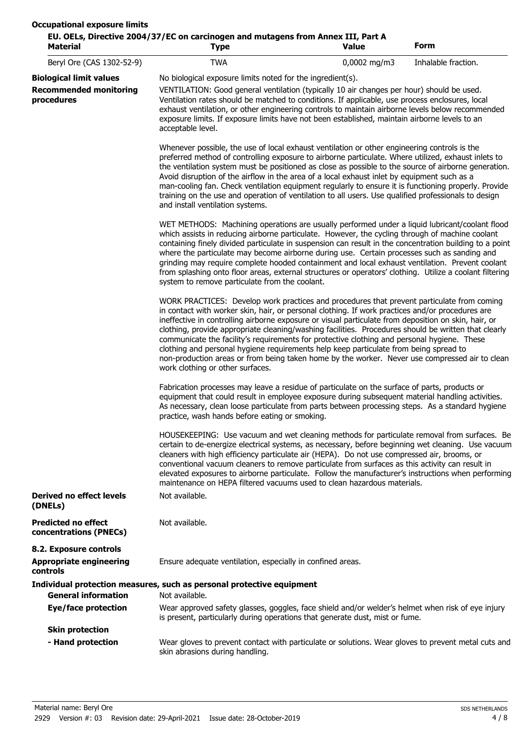**Occupational exposure limits**

**EU. OELs, Directive 2004/37/EC on carcinogen and mutagens from Annex III, Part A**

| Material | Type | Value | Form |
|---|---|---|---|
| Beryl Ore (CAS 1302-52-9) | TWA | 0,0002 mg/m3 | Inhalable fraction. |

**Biological limit values** No biological exposure limits noted for the ingredient(s).

**Recommended monitoring procedures** VENTILATION: Good general ventilation (typically 10 air changes per hour) should be used. Ventilation rates should be matched to conditions. If applicable, use process enclosures, local exhaust ventilation, or other engineering controls to maintain airborne levels below recommended exposure limits. If exposure limits have not been established, maintain airborne levels to an acceptable level.

Whenever possible, the use of local exhaust ventilation or other engineering controls is the preferred method of controlling exposure to airborne particulate. Where utilized, exhaust inlets to the ventilation system must be positioned as close as possible to the source of airborne generation. Avoid disruption of the airflow in the area of a local exhaust inlet by equipment such as a man-cooling fan. Check ventilation equipment regularly to ensure it is functioning properly. Provide training on the use and operation of ventilation to all users. Use qualified professionals to design and install ventilation systems.

WET METHODS: Machining operations are usually performed under a liquid lubricant/coolant flood which assists in reducing airborne particulate. However, the cycling through of machine coolant containing finely divided particulate in suspension can result in the concentration building to a point where the particulate may become airborne during use. Certain processes such as sanding and grinding may require complete hooded containment and local exhaust ventilation. Prevent coolant from splashing onto floor areas, external structures or operators' clothing. Utilize a coolant filtering system to remove particulate from the coolant.

WORK PRACTICES: Develop work practices and procedures that prevent particulate from coming in contact with worker skin, hair, or personal clothing. If work practices and/or procedures are ineffective in controlling airborne exposure or visual particulate from deposition on skin, hair, or clothing, provide appropriate cleaning/washing facilities. Procedures should be written that clearly communicate the facility's requirements for protective clothing and personal hygiene. These clothing and personal hygiene requirements help keep particulate from being spread to non-production areas or from being taken home by the worker. Never use compressed air to clean work clothing or other surfaces.

Fabrication processes may leave a residue of particulate on the surface of parts, products or equipment that could result in employee exposure during subsequent material handling activities. As necessary, clean loose particulate from parts between processing steps. As a standard hygiene practice, wash hands before eating or smoking.

HOUSEKEEPING: Use vacuum and wet cleaning methods for particulate removal from surfaces. Be certain to de-energize electrical systems, as necessary, before beginning wet cleaning. Use vacuum cleaners with high efficiency particulate air (HEPA). Do not use compressed air, brooms, or conventional vacuum cleaners to remove particulate from surfaces as this activity can result in elevated exposures to airborne particulate. Follow the manufacturer's instructions when performing maintenance on HEPA filtered vacuums used to clean hazardous materials.

**Derived no effect levels (DNELs)** Not available.

**Predicted no effect concentrations (PNECs)** Not available.

**8.2. Exposure controls**

**Appropriate engineering controls** Ensure adequate ventilation, especially in confined areas.

**Individual protection measures, such as personal protective equipment**

**General information** Not available.

**Eye/face protection** Wear approved safety glasses, goggles, face shield and/or welder's helmet when risk of eye injury is present, particularly during operations that generate dust, mist or fume.

**Skin protection**

**- Hand protection** Wear gloves to prevent contact with particulate or solutions. Wear gloves to prevent metal cuts and skin abrasions during handling.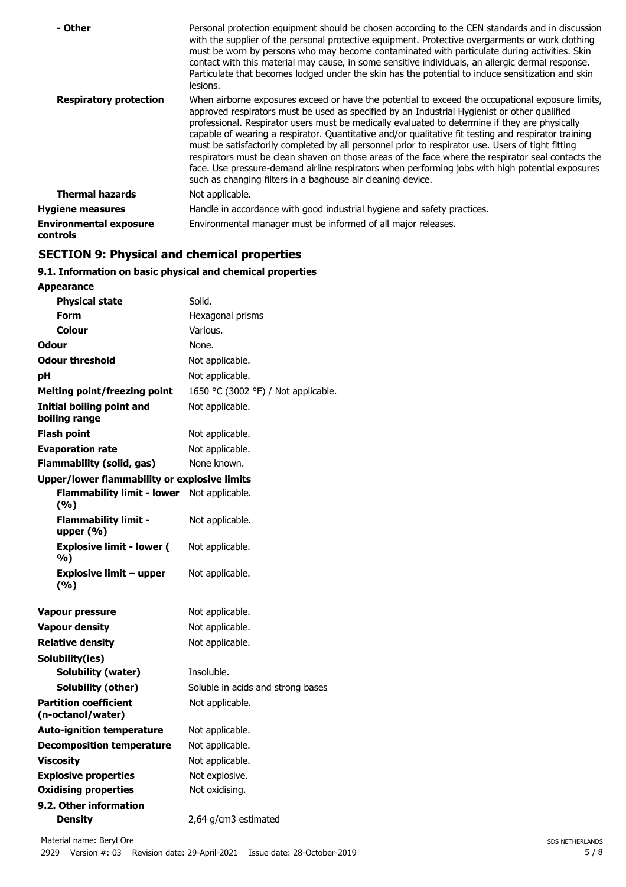| | |
|---|---|
| **- Other** | Personal protection equipment should be chosen according to the CEN standards and in discussion with the supplier of the personal protective equipment. Protective overgarments or work clothing must be worn by persons who may become contaminated with particulate during activities. Skin contact with this material may cause, in some sensitive individuals, an allergic dermal response. Particulate that becomes lodged under the skin has the potential to induce sensitization and skin lesions. |
| **Respiratory protection** | When airborne exposures exceed or have the potential to exceed the occupational exposure limits, approved respirators must be used as specified by an Industrial Hygienist or other qualified professional. Respirator users must be medically evaluated to determine if they are physically capable of wearing a respirator. Quantitative and/or qualitative fit testing and respirator training must be satisfactorily completed by all personnel prior to respirator use. Users of tight fitting respirators must be clean shaven on those areas of the face where the respirator seal contacts the face. Use pressure-demand airline respirators when performing jobs with high potential exposures such as changing filters in a baghouse air cleaning device. |
| **Thermal hazards** | Not applicable. |
| **Hygiene measures** | Handle in accordance with good industrial hygiene and safety practices. |
| **Environmental exposure controls** | Environmental manager must be informed of all major releases. |

## SECTION 9: Physical and chemical properties

### 9.1. Information on basic physical and chemical properties

| | |
|---|---|
| **Appearance** | |
| **Physical state** | Solid. |
| **Form** | Hexagonal prisms |
| **Colour** | Various. |
| **Odour** | None. |
| **Odour threshold** | Not applicable. |
| **pH** | Not applicable. |
| **Melting point/freezing point** | 1650 °C (3002 °F) / Not applicable. |
| **Initial boiling point and boiling range** | Not applicable. |
| **Flash point** | Not applicable. |
| **Evaporation rate** | Not applicable. |
| **Flammability (solid, gas)** | None known. |
| **Upper/lower flammability or explosive limits** | |
| **Flammability limit - lower (%)** | Not applicable. |
| **Flammability limit - upper (%)** | Not applicable. |
| **Explosive limit - lower (%)** | Not applicable. |
| **Explosive limit – upper (%)** | Not applicable. |
| **Vapour pressure** | Not applicable. |
| **Vapour density** | Not applicable. |
| **Relative density** | Not applicable. |
| **Solubility(ies)** | |
| **Solubility (water)** | Insoluble. |
| **Solubility (other)** | Soluble in acids and strong bases |
| **Partition coefficient (n-octanol/water)** | Not applicable. |
| **Auto-ignition temperature** | Not applicable. |
| **Decomposition temperature** | Not applicable. |
| **Viscosity** | Not applicable. |
| **Explosive properties** | Not explosive. |
| **Oxidising properties** | Not oxidising. |
| **9.2. Other information** | |
| **Density** | 2,64 g/cm3 estimated |

Material name: Beryl Ore
2929 Version #: 03 Revision date: 29-April-2021 Issue date: 28-October-2019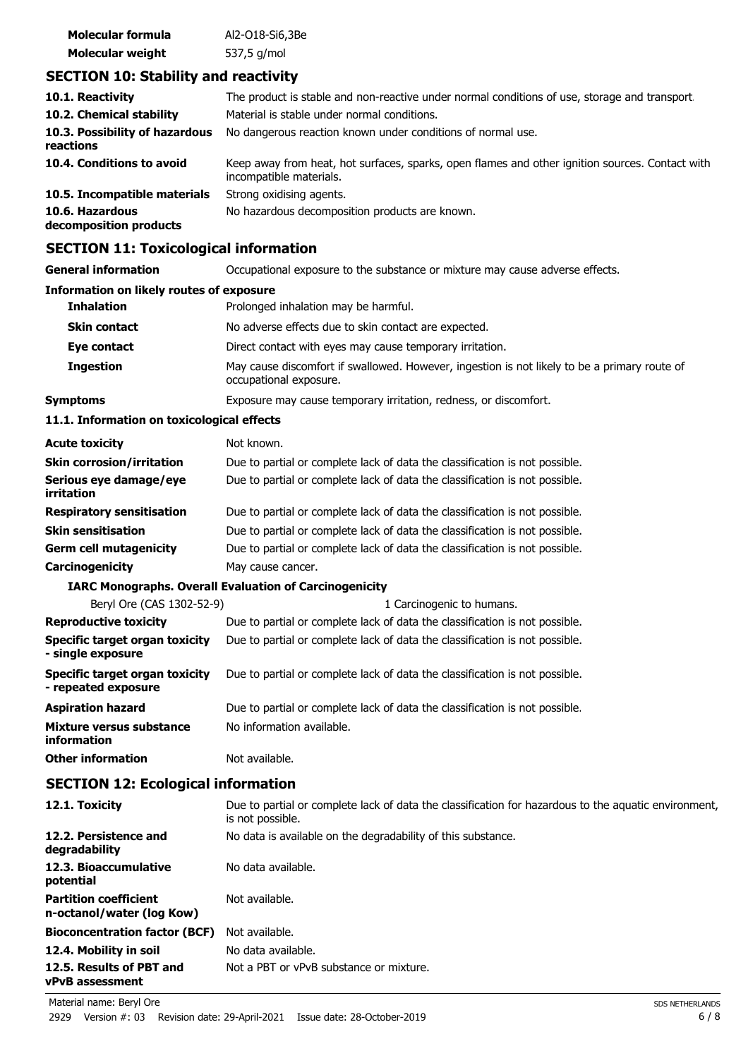| | |
|---|---|
| **Molecular formula** | Al2-O18-Si6,3Be |
| **Molecular weight** | 537,5 g/mol |

## SECTION 10: Stability and reactivity

| | |
|---|---|
| **10.1. Reactivity** | The product is stable and non-reactive under normal conditions of use, storage and transport. |
| **10.2. Chemical stability** | Material is stable under normal conditions. |
| **10.3. Possibility of hazardous reactions** | No dangerous reaction known under conditions of normal use. |
| **10.4. Conditions to avoid** | Keep away from heat, hot surfaces, sparks, open flames and other ignition sources. Contact with incompatible materials. |
| **10.5. Incompatible materials** | Strong oxidising agents. |
| **10.6. Hazardous decomposition products** | No hazardous decomposition products are known. |

## SECTION 11: Toxicological information

| | |
|---|---|
| **General information** | Occupational exposure to the substance or mixture may cause adverse effects. |

**Information on likely routes of exposure**

| | |
|---|---|
| **Inhalation** | Prolonged inhalation may be harmful. |
| **Skin contact** | No adverse effects due to skin contact are expected. |
| **Eye contact** | Direct contact with eyes may cause temporary irritation. |
| **Ingestion** | May cause discomfort if swallowed. However, ingestion is not likely to be a primary route of occupational exposure. |
| **Symptoms** | Exposure may cause temporary irritation, redness, or discomfort. |

**11.1. Information on toxicological effects**

| | |
|---|---|
| **Acute toxicity** | Not known. |
| **Skin corrosion/irritation** | Due to partial or complete lack of data the classification is not possible. |
| **Serious eye damage/eye irritation** | Due to partial or complete lack of data the classification is not possible. |
| **Respiratory sensitisation** | Due to partial or complete lack of data the classification is not possible. |
| **Skin sensitisation** | Due to partial or complete lack of data the classification is not possible. |
| **Germ cell mutagenicity** | Due to partial or complete lack of data the classification is not possible. |
| **Carcinogenicity** | May cause cancer. |

**IARC Monographs. Overall Evaluation of Carcinogenicity**

| | |
|---|---|
| Beryl Ore (CAS 1302-52-9) | 1 Carcinogenic to humans. |

| | |
|---|---|
| **Reproductive toxicity** | Due to partial or complete lack of data the classification is not possible. |
| **Specific target organ toxicity - single exposure** | Due to partial or complete lack of data the classification is not possible. |
| **Specific target organ toxicity - repeated exposure** | Due to partial or complete lack of data the classification is not possible. |
| **Aspiration hazard** | Due to partial or complete lack of data the classification is not possible. |
| **Mixture versus substance information** | No information available. |
| **Other information** | Not available. |

## SECTION 12: Ecological information

| | |
|---|---|
| **12.1. Toxicity** | Due to partial or complete lack of data the classification for hazardous to the aquatic environment, is not possible. |
| **12.2. Persistence and degradability** | No data is available on the degradability of this substance. |
| **12.3. Bioaccumulative potential** | No data available. |
| **Partition coefficient n-octanol/water (log Kow)** | Not available. |
| **Bioconcentration factor (BCF)** | Not available. |
| **12.4. Mobility in soil** | No data available. |
| **12.5. Results of PBT and vPvB assessment** | Not a PBT or vPvB substance or mixture. |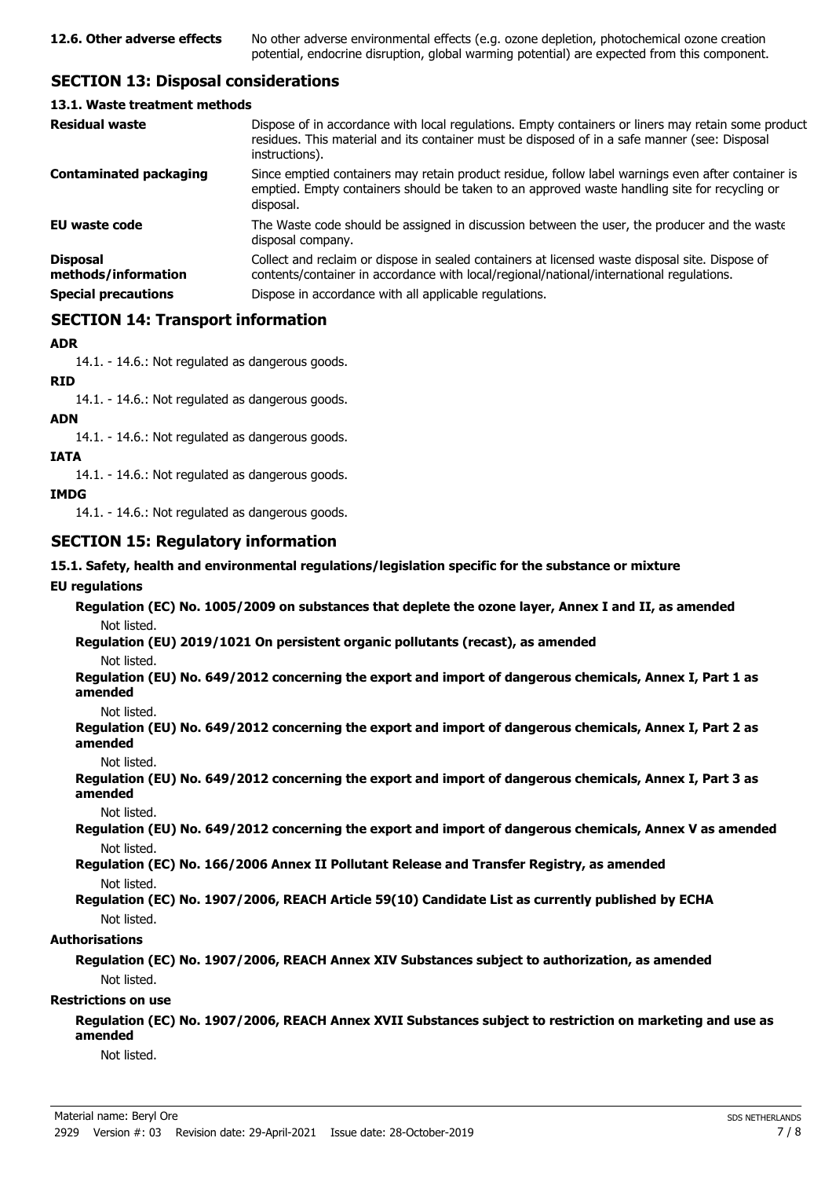| **12.6. Other adverse effects** | No other adverse environmental effects (e.g. ozone depletion, photochemical ozone creation potential, endocrine disruption, global warming potential) are expected from this component. |
|---|---|

## SECTION 13: Disposal considerations

### 13.1. Waste treatment methods

| | |
|---|---|
| **Residual waste** | Dispose of in accordance with local regulations. Empty containers or liners may retain some product residues. This material and its container must be disposed of in a safe manner (see: Disposal instructions). |
| **Contaminated packaging** | Since emptied containers may retain product residue, follow label warnings even after container is emptied. Empty containers should be taken to an approved waste handling site for recycling or disposal. |
| **EU waste code** | The Waste code should be assigned in discussion between the user, the producer and the waste disposal company. |
| **Disposal methods/information** | Collect and reclaim or dispose in sealed containers at licensed waste disposal site. Dispose of contents/container in accordance with local/regional/national/international regulations. |
| **Special precautions** | Dispose in accordance with all applicable regulations. |

## SECTION 14: Transport information

**ADR**

14.1. - 14.6.: Not regulated as dangerous goods.

**RID**

14.1. - 14.6.: Not regulated as dangerous goods.

**ADN**

14.1. - 14.6.: Not regulated as dangerous goods.

**IATA**

14.1. - 14.6.: Not regulated as dangerous goods.

**IMDG**

14.1. - 14.6.: Not regulated as dangerous goods.

## SECTION 15: Regulatory information

### 15.1. Safety, health and environmental regulations/legislation specific for the substance or mixture

**EU regulations**

**Regulation (EC) No. 1005/2009 on substances that deplete the ozone layer, Annex I and II, as amended**

Not listed.

**Regulation (EU) 2019/1021 On persistent organic pollutants (recast), as amended**

Not listed.

**Regulation (EU) No. 649/2012 concerning the export and import of dangerous chemicals, Annex I, Part 1 as amended**

Not listed.

**Regulation (EU) No. 649/2012 concerning the export and import of dangerous chemicals, Annex I, Part 2 as amended**

Not listed.

**Regulation (EU) No. 649/2012 concerning the export and import of dangerous chemicals, Annex I, Part 3 as amended**

Not listed.

**Regulation (EU) No. 649/2012 concerning the export and import of dangerous chemicals, Annex V as amended**

Not listed.

**Regulation (EC) No. 166/2006 Annex II Pollutant Release and Transfer Registry, as amended**

Not listed.

**Regulation (EC) No. 1907/2006, REACH Article 59(10) Candidate List as currently published by ECHA**

Not listed.

**Authorisations**

**Regulation (EC) No. 1907/2006, REACH Annex XIV Substances subject to authorization, as amended**

Not listed.

**Restrictions on use**

**Regulation (EC) No. 1907/2006, REACH Annex XVII Substances subject to restriction on marketing and use as amended**

Not listed.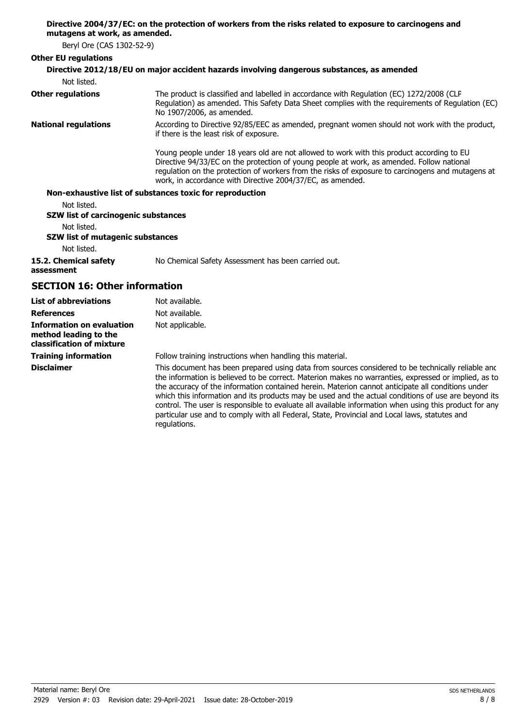**Directive 2004/37/EC: on the protection of workers from the risks related to exposure to carcinogens and mutagens at work, as amended.**

Beryl Ore (CAS 1302-52-9)

**Other EU regulations**

**Directive 2012/18/EU on major accident hazards involving dangerous substances, as amended**

Not listed.

**Other regulations** The product is classified and labelled in accordance with Regulation (EC) 1272/2008 (CLP Regulation) as amended. This Safety Data Sheet complies with the requirements of Regulation (EC) No 1907/2006, as amended.

**National regulations** According to Directive 92/85/EEC as amended, pregnant women should not work with the product, if there is the least risk of exposure.

Young people under 18 years old are not allowed to work with this product according to EU Directive 94/33/EC on the protection of young people at work, as amended. Follow national regulation on the protection of workers from the risks of exposure to carcinogens and mutagens at work, in accordance with Directive 2004/37/EC, as amended.

**Non-exhaustive list of substances toxic for reproduction**

Not listed.

**SZW list of carcinogenic substances**

Not listed.

**SZW list of mutagenic substances**

Not listed.

**15.2. Chemical safety assessment** No Chemical Safety Assessment has been carried out.

## SECTION 16: Other information

**List of abbreviations** Not available.

**References** Not available.

**Information on evaluation method leading to the classification of mixture** Not applicable.

**Training information** Follow training instructions when handling this material.

**Disclaimer** This document has been prepared using data from sources considered to be technically reliable and the information is believed to be correct. Materion makes no warranties, expressed or implied, as to the accuracy of the information contained herein. Materion cannot anticipate all conditions under which this information and its products may be used and the actual conditions of use are beyond its control. The user is responsible to evaluate all available information when using this product for any particular use and to comply with all Federal, State, Provincial and Local laws, statutes and regulations.

Material name: Beryl Ore SDS NETHERLANDS

2929 Version #: 03 Revision date: 29-April-2021 Issue date: 28-October-2019